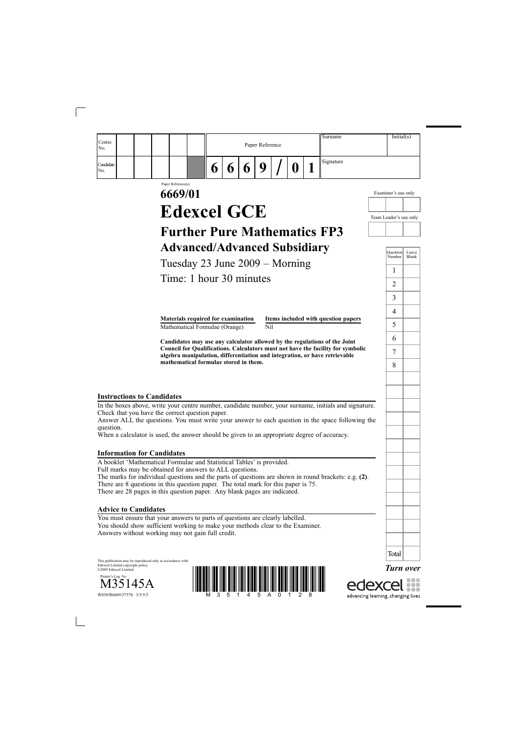| Centre No. | | | | | | Paper Reference | | | | | | | Surname | Initial(s) |
|---|---|---|---|---|---|---|---|---|---|---|---|---|---|---|
| Candidate No. | | | | | | 6 | 6 | 6 | 9 | / | 0 | 1 | Signature | |

Paper Reference(s)

# 6669/01

# Edexcel GCE

## Further Pure Mathematics FP3

## Advanced/Advanced Subsidiary

Tuesday 23 June 2009 – Morning

Time: 1 hour 30 minutes

| **Materials required for examination** | **Items included with question papers** |
|---|---|
| Mathematical Formulae (Orange) | Nil |

**Candidates may use any calculator allowed by the regulations of the Joint Council for Qualifications. Calculators must not have the facility for symbolic algebra manipulation, differentiation and integration, or have retrievable mathematical formulae stored in them.**

Examiner's use only

Team Leader's use only

| Question Number | Leave Blank |
|---|---|
| 1 | |
| 2 | |
| 3 | |
| 4 | |
| 5 | |
| 6 | |
| 7 | |
| 8 | |
| Total | |

### Instructions to Candidates

In the boxes above, write your centre number, candidate number, your surname, initials and signature.
Check that you have the correct question paper.
Answer ALL the questions. You must write your answer to each question in the space following the question.
When a calculator is used, the answer should be given to an appropriate degree of accuracy.

### Information for Candidates

A booklet 'Mathematical Formulae and Statistical Tables' is provided.
Full marks may be obtained for answers to ALL questions.
The marks for individual questions and the parts of questions are shown in round brackets: e.g. **(2)**.
There are 8 questions in this question paper. The total mark for this paper is 75.
There are 28 pages in this question paper. Any blank pages are indicated.

### Advice to Candidates

You must ensure that your answers to parts of questions are clearly labelled.
You should show sufficient working to make your methods clear to the Examiner.
Answers without working may not gain full credit.

This publication may be reproduced only in accordance with Edexcel Limited copyright policy.
©2009 Edexcel Limited.

Printer's Log. No.
M35145A
W850/R6669/57570 3/5/5/3

*Turn over*

edexcel
advancing learning, changing lives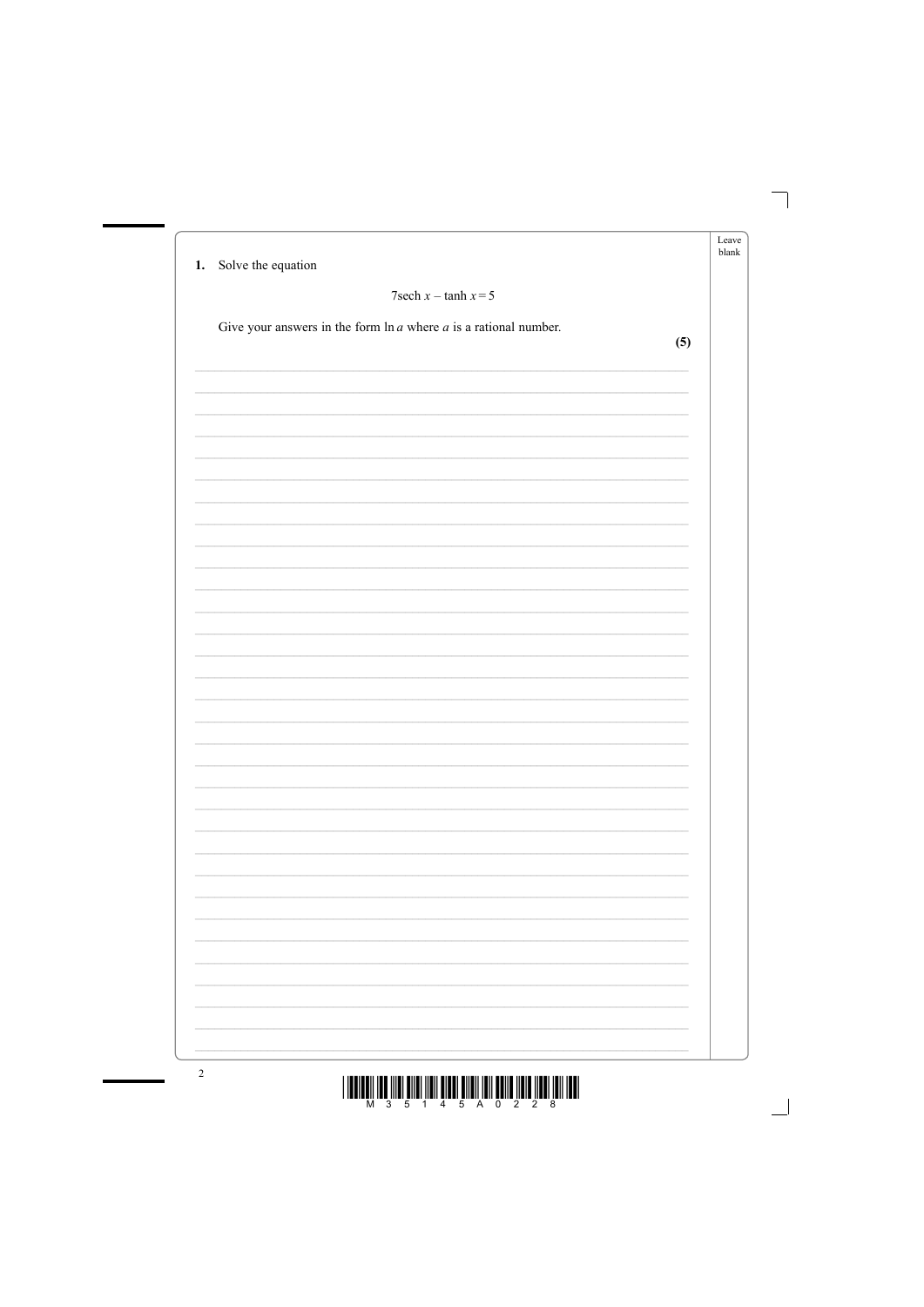**1.** Solve the equation

$$7\text{sech } x - \tanh x = 5$$

Give your answers in the form $\ln a$ where $a$ is a rational number.

**(5)**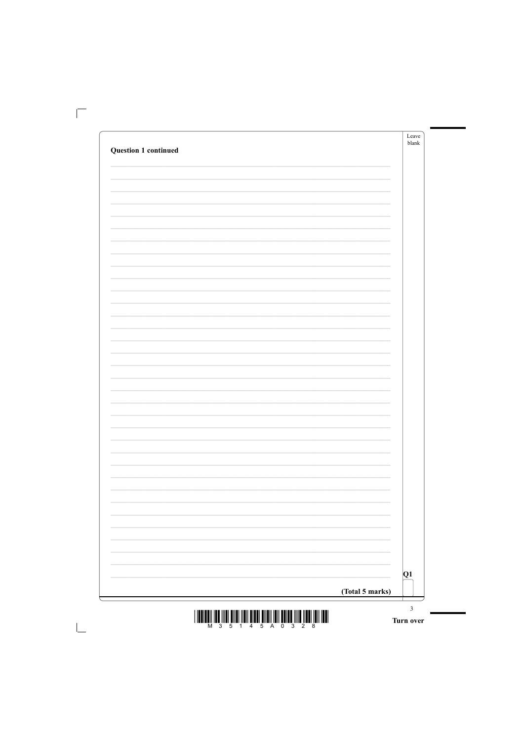**Question 1 continued**

**(Total 5 marks)**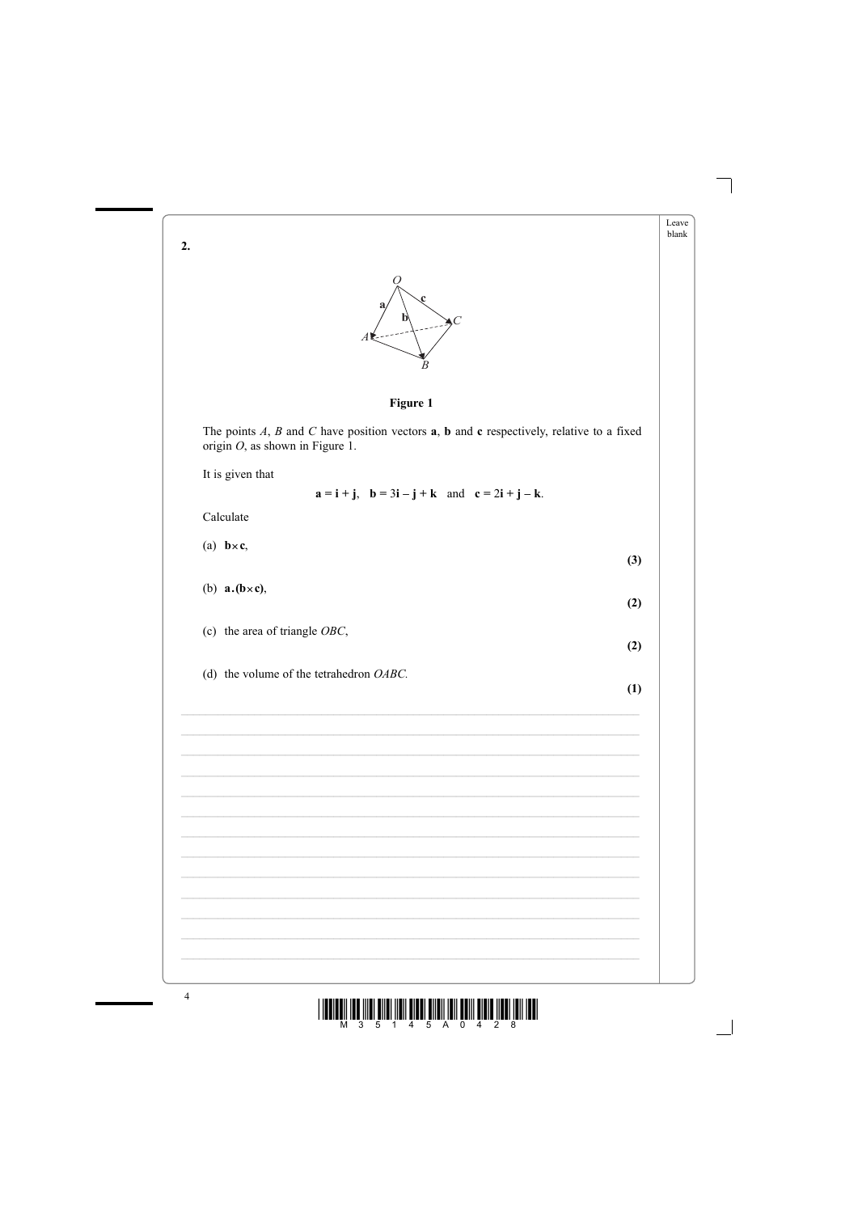**2.**

**Figure 1**

The points $A$, $B$ and $C$ have position vectors $\mathbf{a}$, $\mathbf{b}$ and $\mathbf{c}$ respectively, relative to a fixed origin $O$, as shown in Figure 1.

It is given that

$$\mathbf{a} = \mathbf{i} + \mathbf{j}, \quad \mathbf{b} = 3\mathbf{i} - \mathbf{j} + \mathbf{k} \quad \text{and} \quad \mathbf{c} = 2\mathbf{i} + \mathbf{j} - \mathbf{k}.$$

Calculate

(a) $\mathbf{b} \times \mathbf{c}$, **(3)**

(b) $\mathbf{a} . (\mathbf{b} \times \mathbf{c})$, **(2)**

(c) the area of triangle $OBC$, **(2)**

(d) the volume of the tetrahedron $OABC$. **(1)**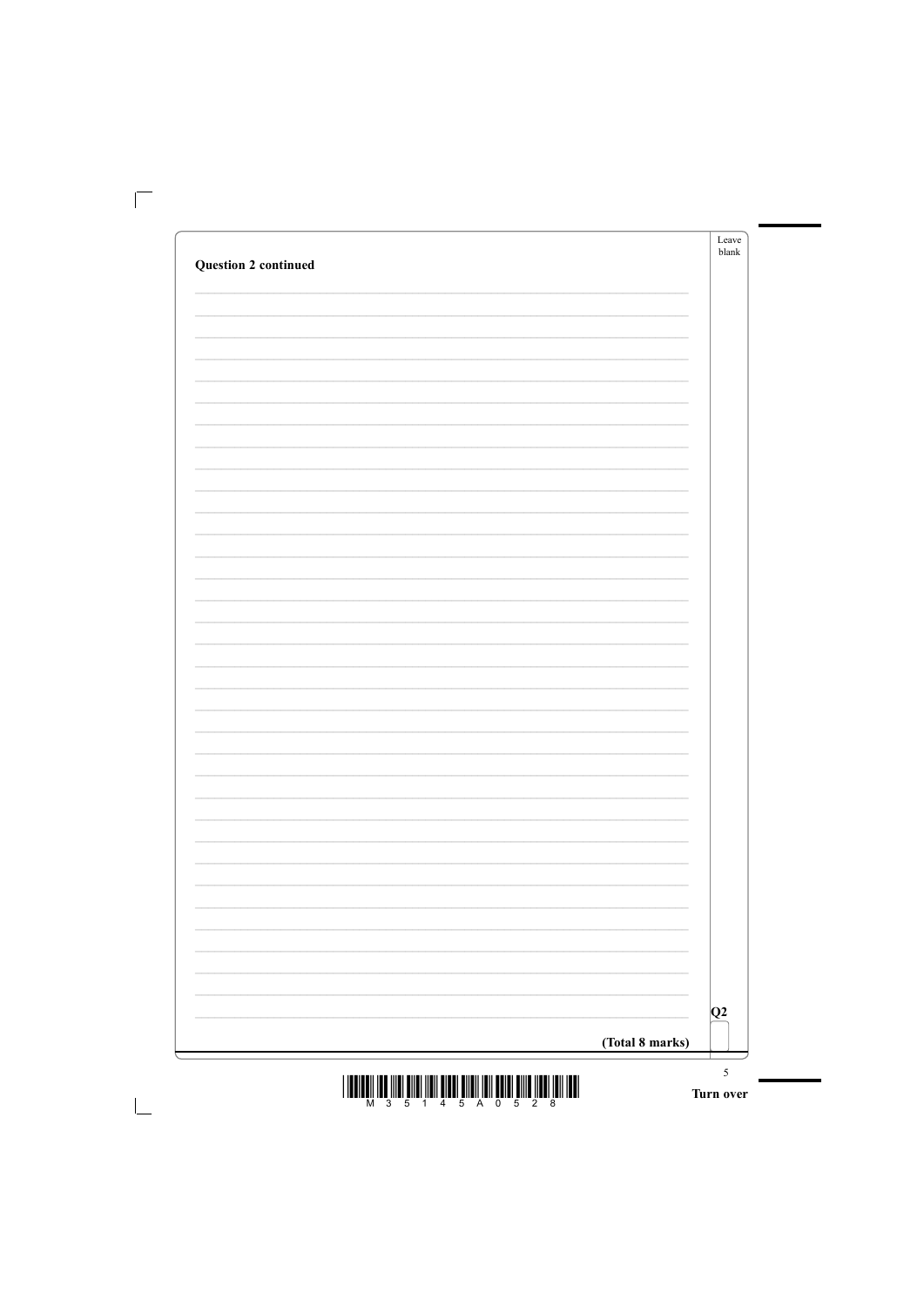**Question 2 continued**

**(Total 8 marks)**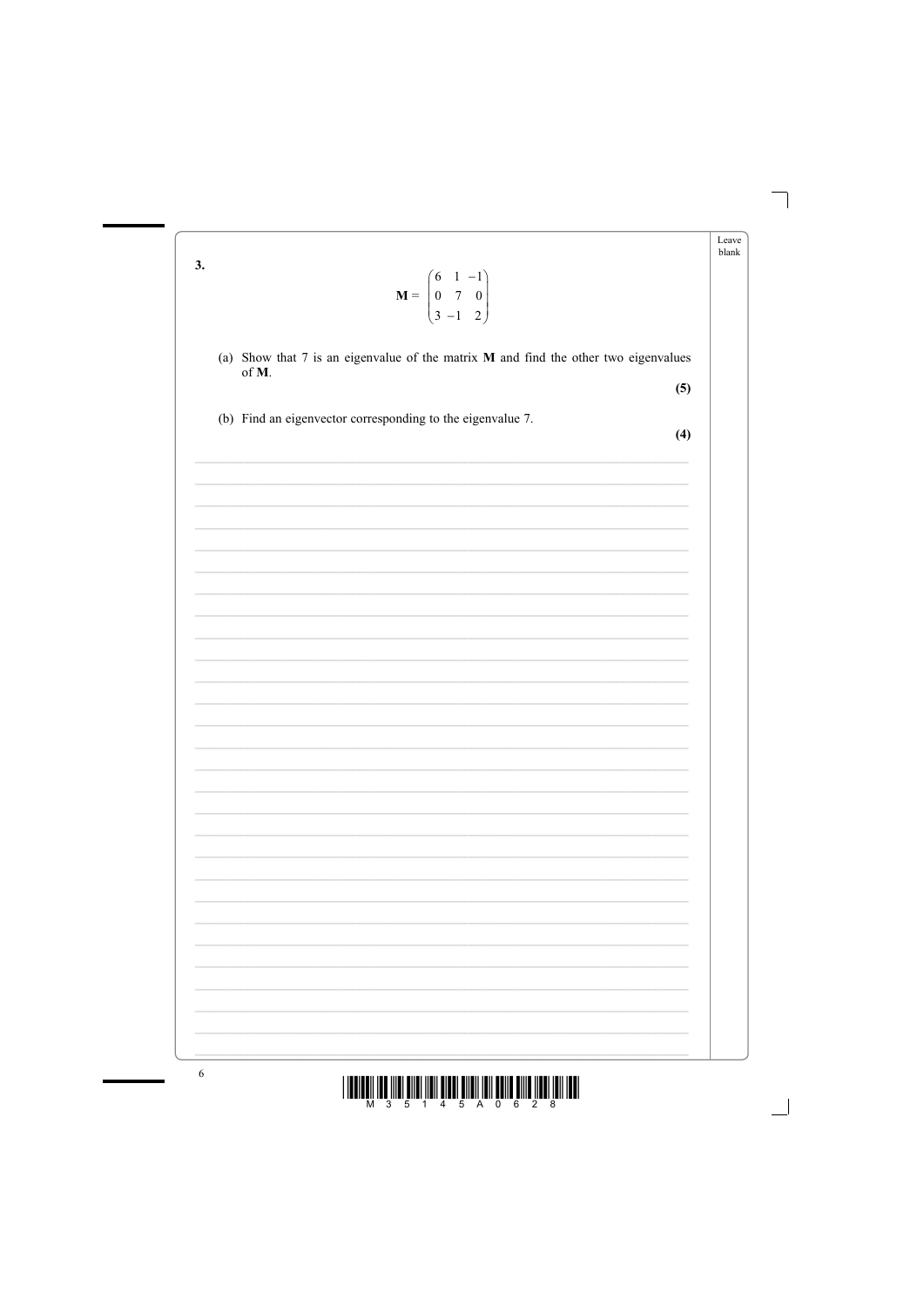**3.**

$$\mathbf{M} = \begin{pmatrix} 6 & 1 & -1 \\ 0 & 7 & 0 \\ 3 & -1 & 2 \end{pmatrix}$$

(a) Show that 7 is an eigenvalue of the matrix $\mathbf{M}$ and find the other two eigenvalues of $\mathbf{M}$.

**(5)**

(b) Find an eigenvector corresponding to the eigenvalue 7.

**(4)**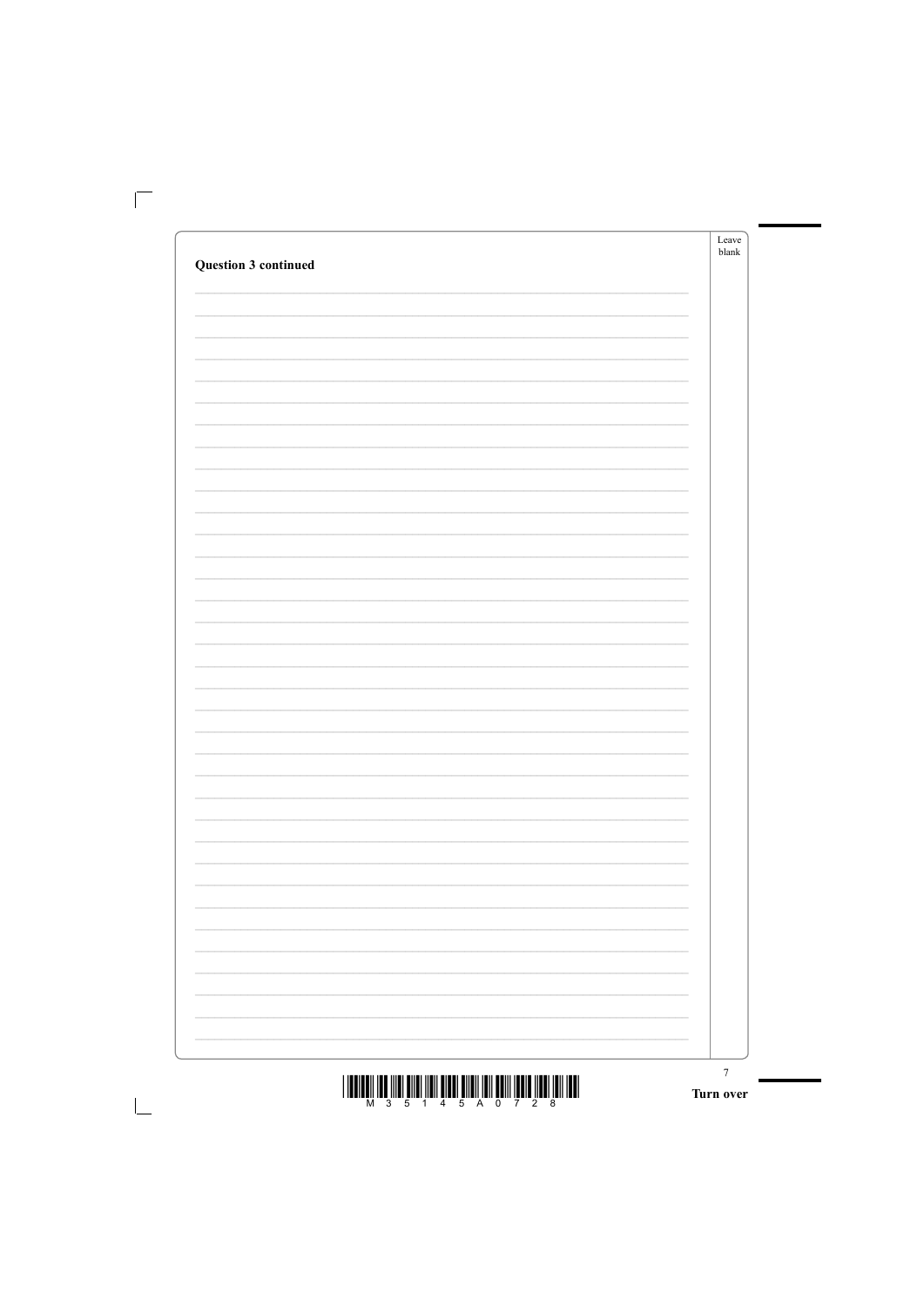**Question 3 continued**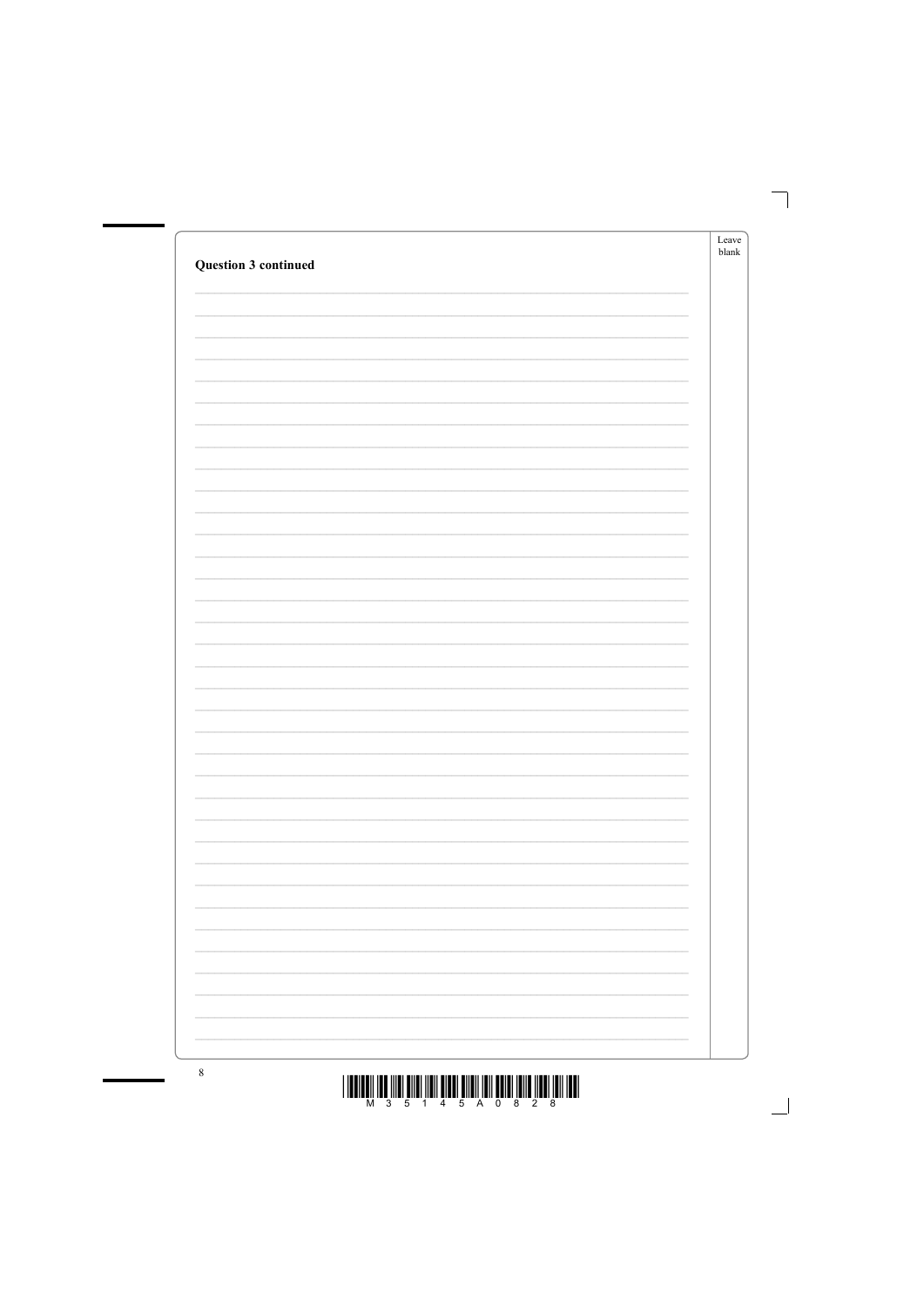**Question 3 continued**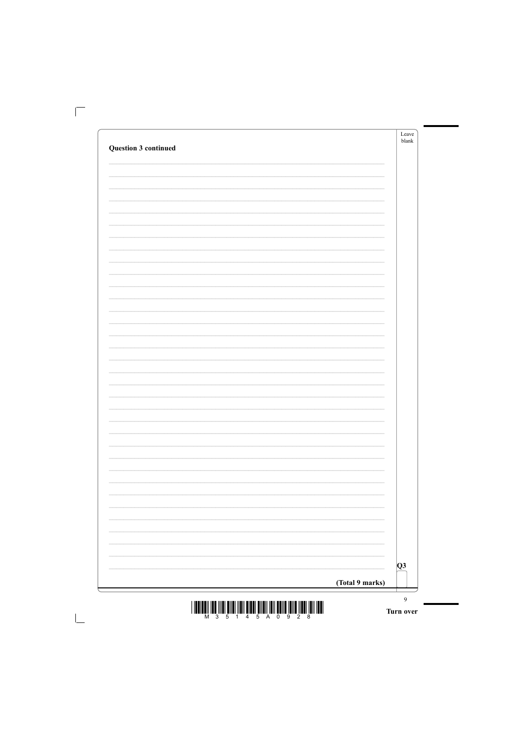**Question 3 continued**

Q3

**(Total 9 marks)**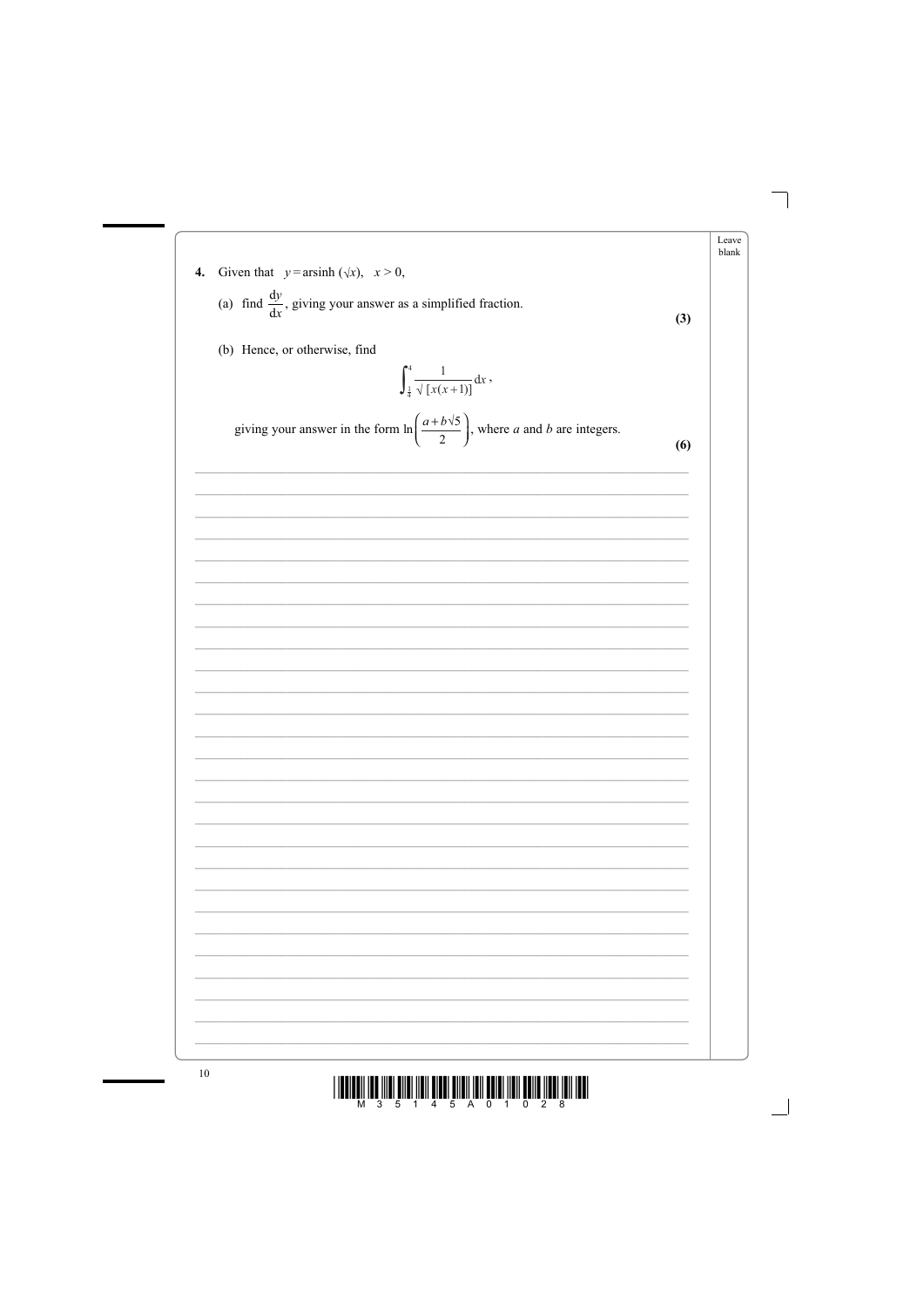**4.** Given that $y = \text{arsinh}\,(\sqrt{x}), \quad x > 0,$

(a) find $\dfrac{\mathrm{d}y}{\mathrm{d}x}$, giving your answer as a simplified fraction.
**(3)**

(b) Hence, or otherwise, find

$$\int_{\frac{1}{4}}^{4} \frac{1}{\sqrt{[x(x+1)]}}\,\mathrm{d}x,$$

giving your answer in the form $\ln\left(\dfrac{a+b\sqrt{5}}{2}\right)$, where $a$ and $b$ are integers.
**(6)**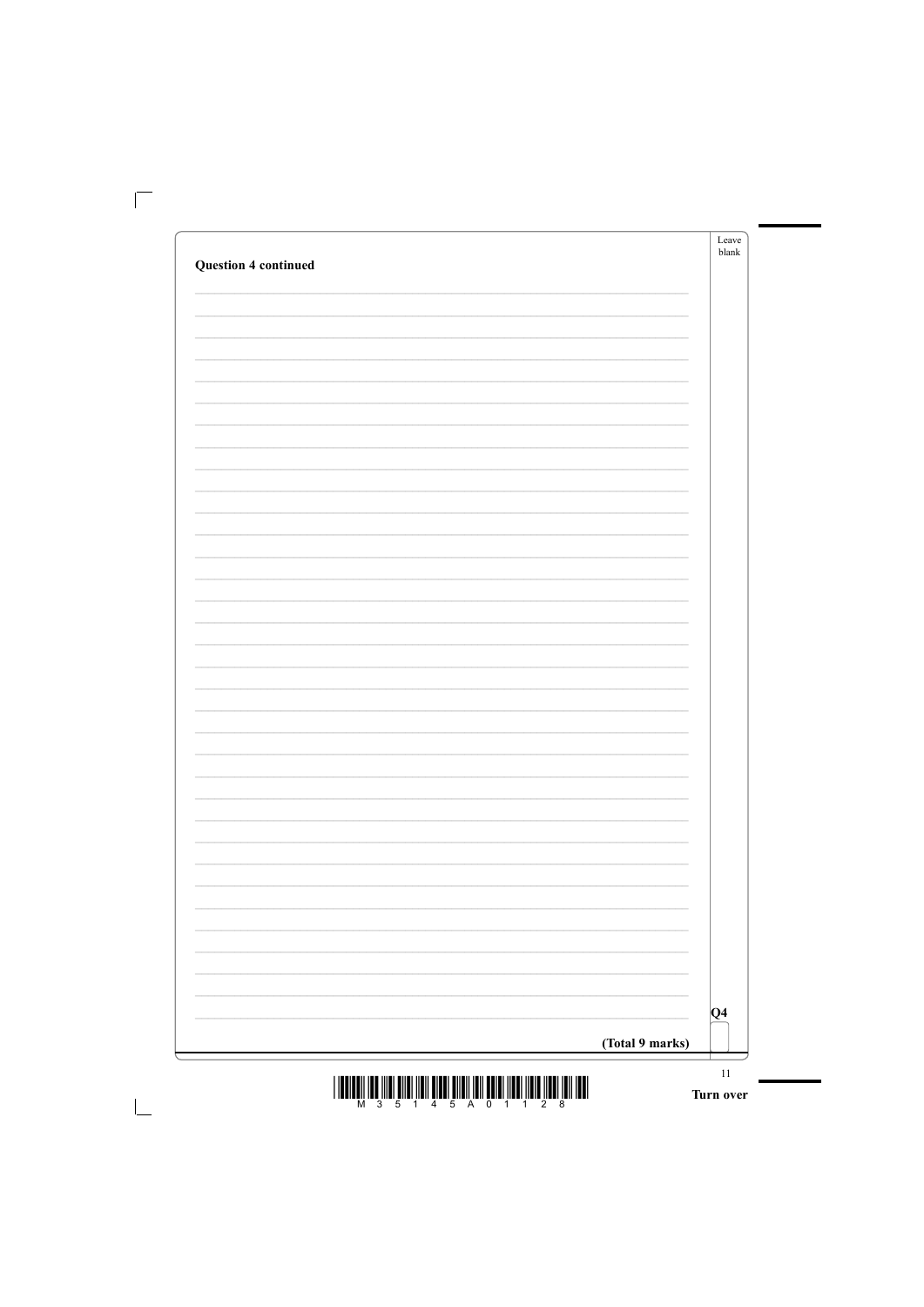**Question 4 continued**

Q4

**(Total 9 marks)**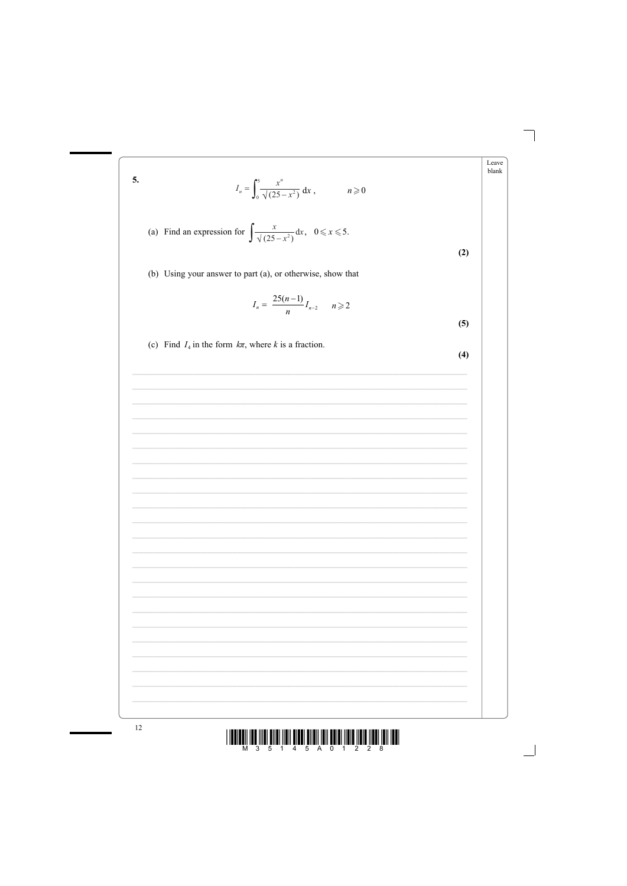**5.**

$$I_n = \int_0^5 \frac{x^n}{\sqrt{(25 - x^2)}}\,\mathrm{d}x\,, \qquad n \geqslant 0$$

(a) Find an expression for $\int \frac{x}{\sqrt{(25 - x^2)}}\,\mathrm{d}x, \quad 0 \leqslant x \leqslant 5.$

**(2)**

(b) Using your answer to part (a), or otherwise, show that

$$I_n = \frac{25(n-1)}{n} I_{n-2} \qquad n \geqslant 2$$

**(5)**

(c) Find $I_4$ in the form $k\pi$, where $k$ is a fraction.

**(4)**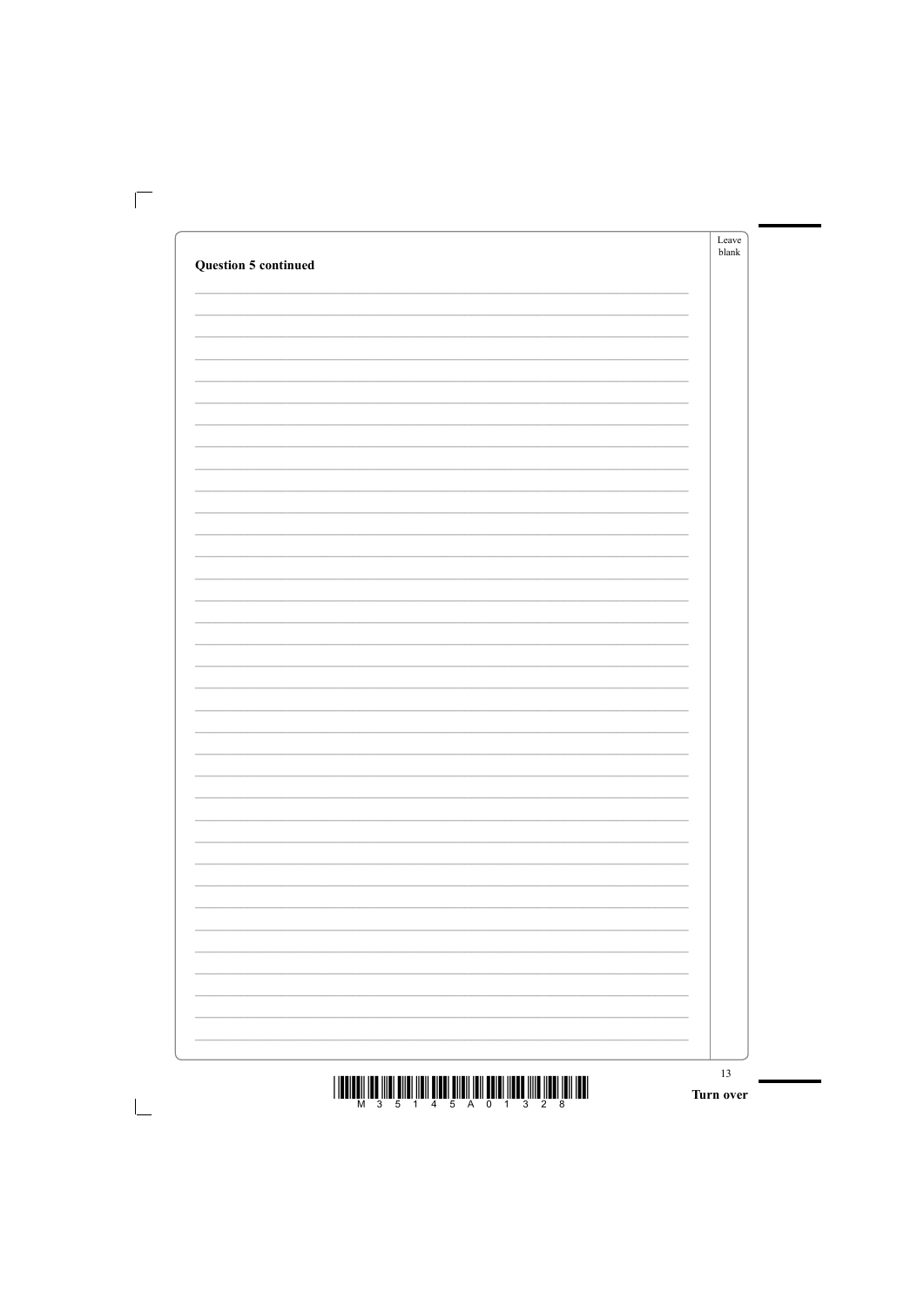**Question 5 continued**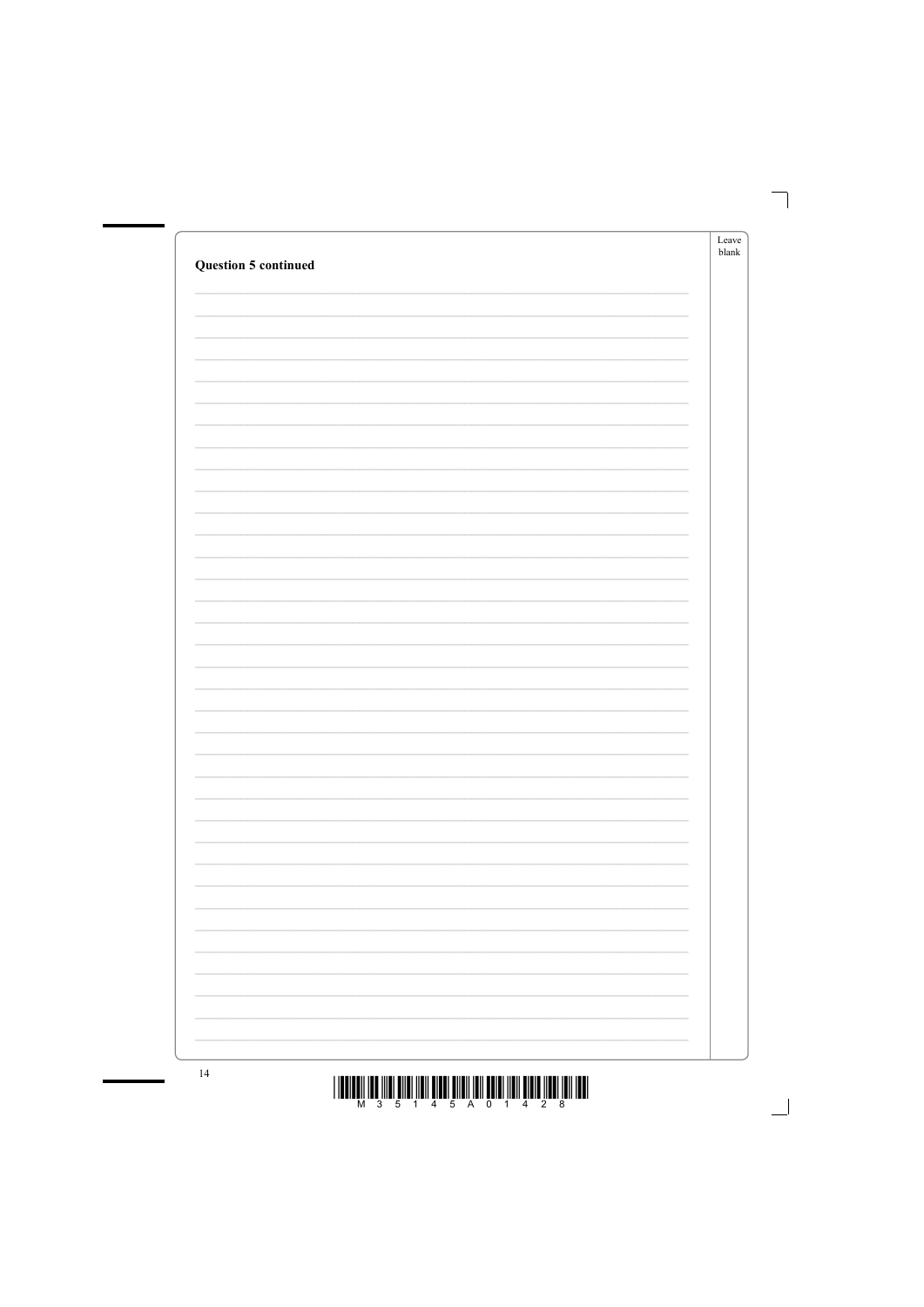**Question 5 continued**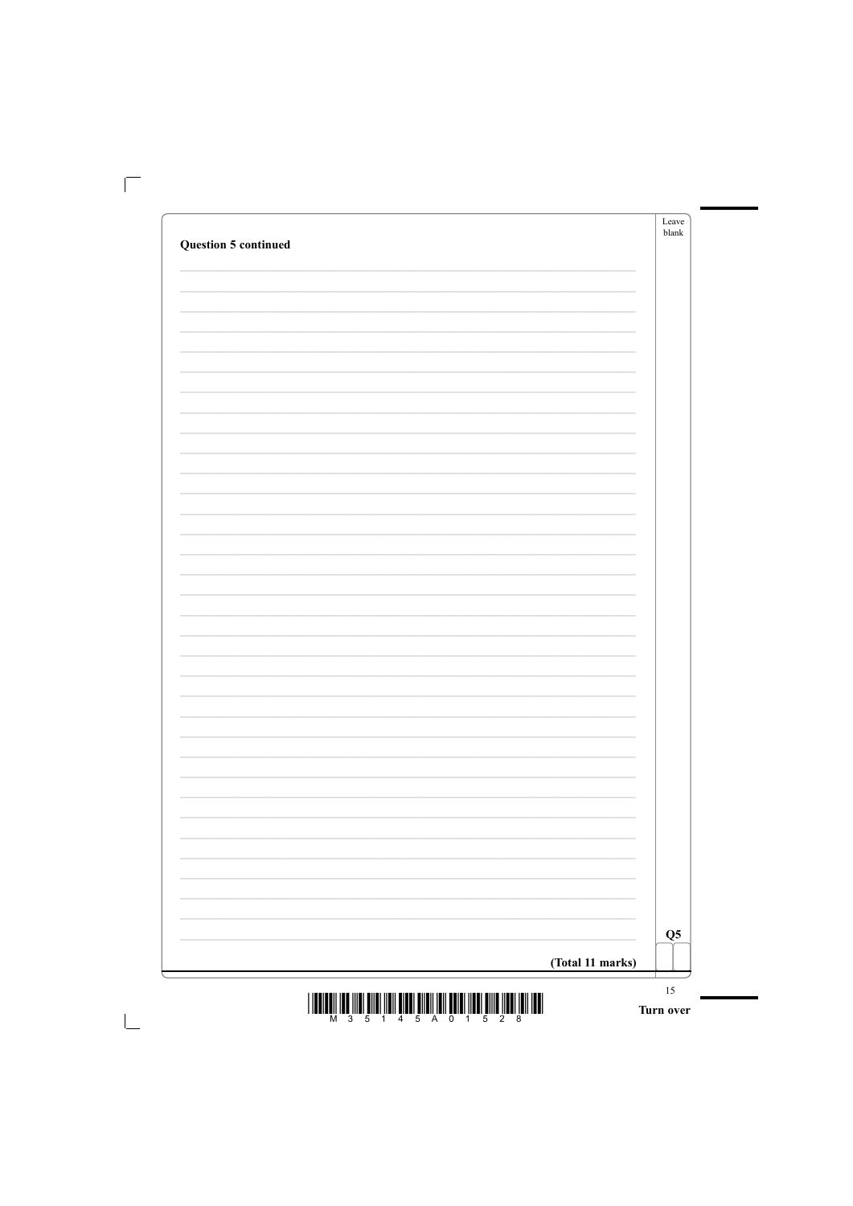**Question 5 continued**

**(Total 11 marks)**

Q5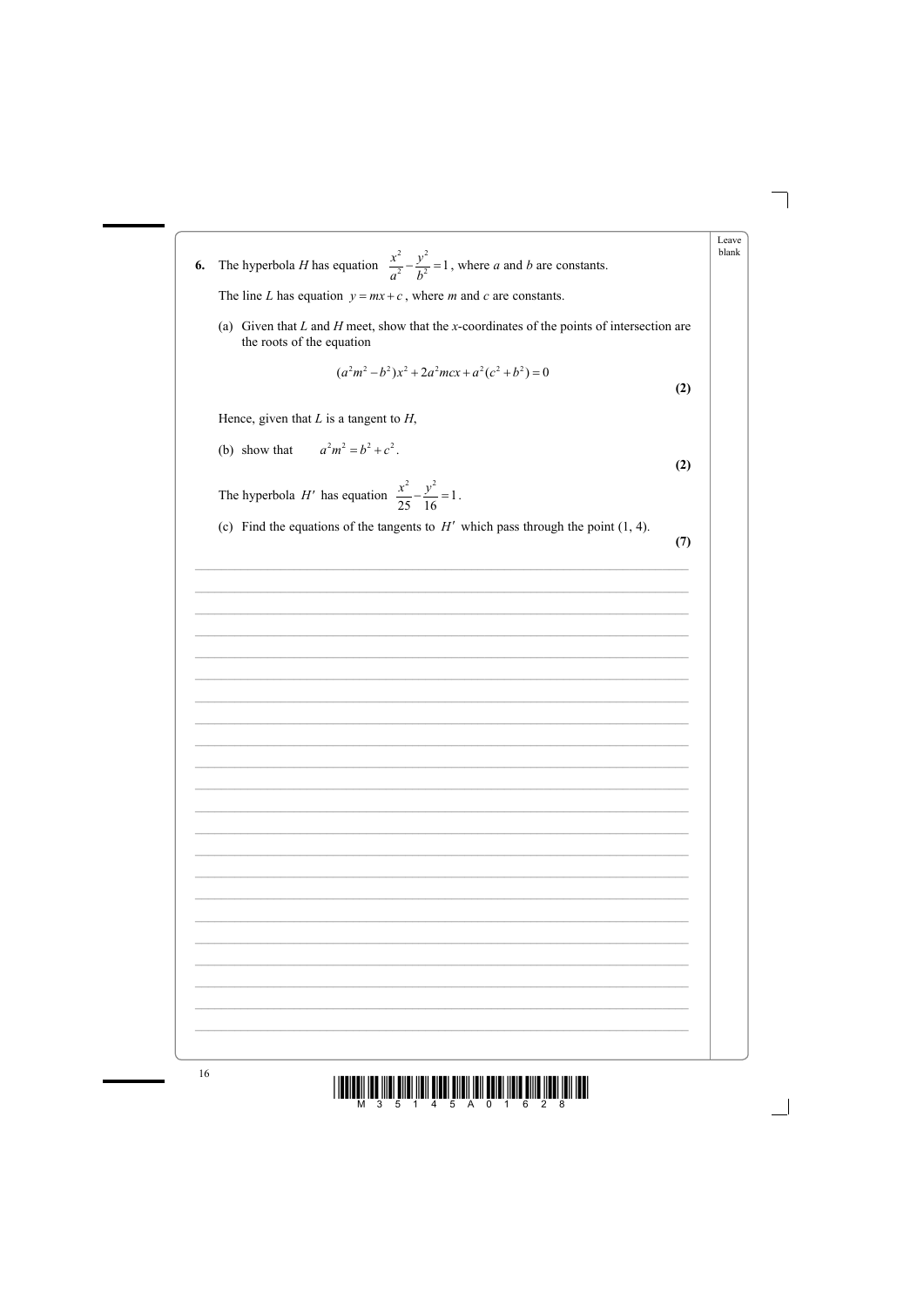**6.** The hyperbola $H$ has equation $\dfrac{x^2}{a^2} - \dfrac{y^2}{b^2} = 1$, where $a$ and $b$ are constants.

The line $L$ has equation $y = mx + c$, where $m$ and $c$ are constants.

(a) Given that $L$ and $H$ meet, show that the $x$-coordinates of the points of intersection are the roots of the equation

$$(a^2m^2 - b^2)x^2 + 2a^2mcx + a^2(c^2 + b^2) = 0$$

**(2)**

Hence, given that $L$ is a tangent to $H$,

(b) show that $\quad a^2m^2 = b^2 + c^2$.

**(2)**

The hyperbola $H'$ has equation $\dfrac{x^2}{25} - \dfrac{y^2}{16} = 1$.

(c) Find the equations of the tangents to $H'$ which pass through the point $(1, 4)$.

**(7)**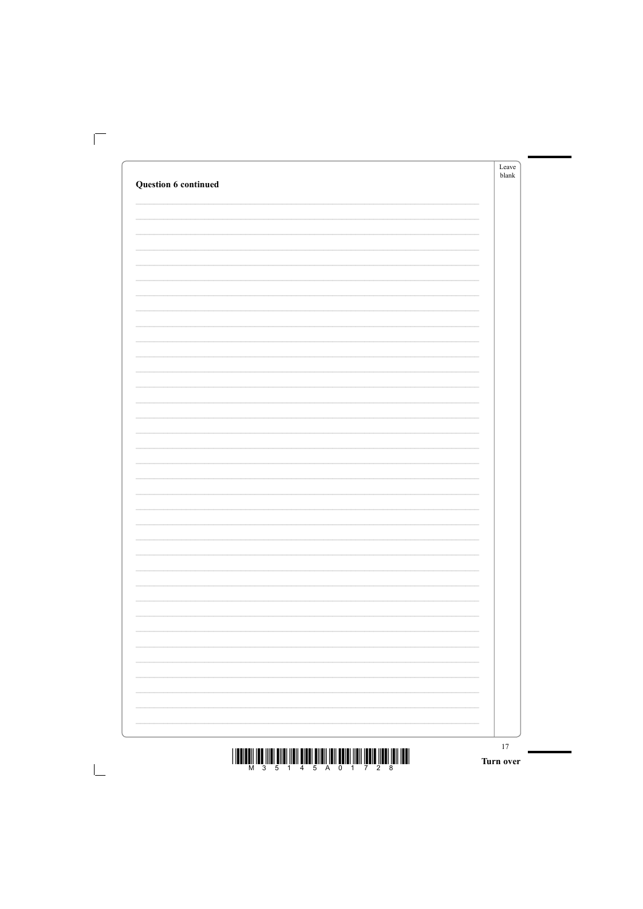**Question 6 continued**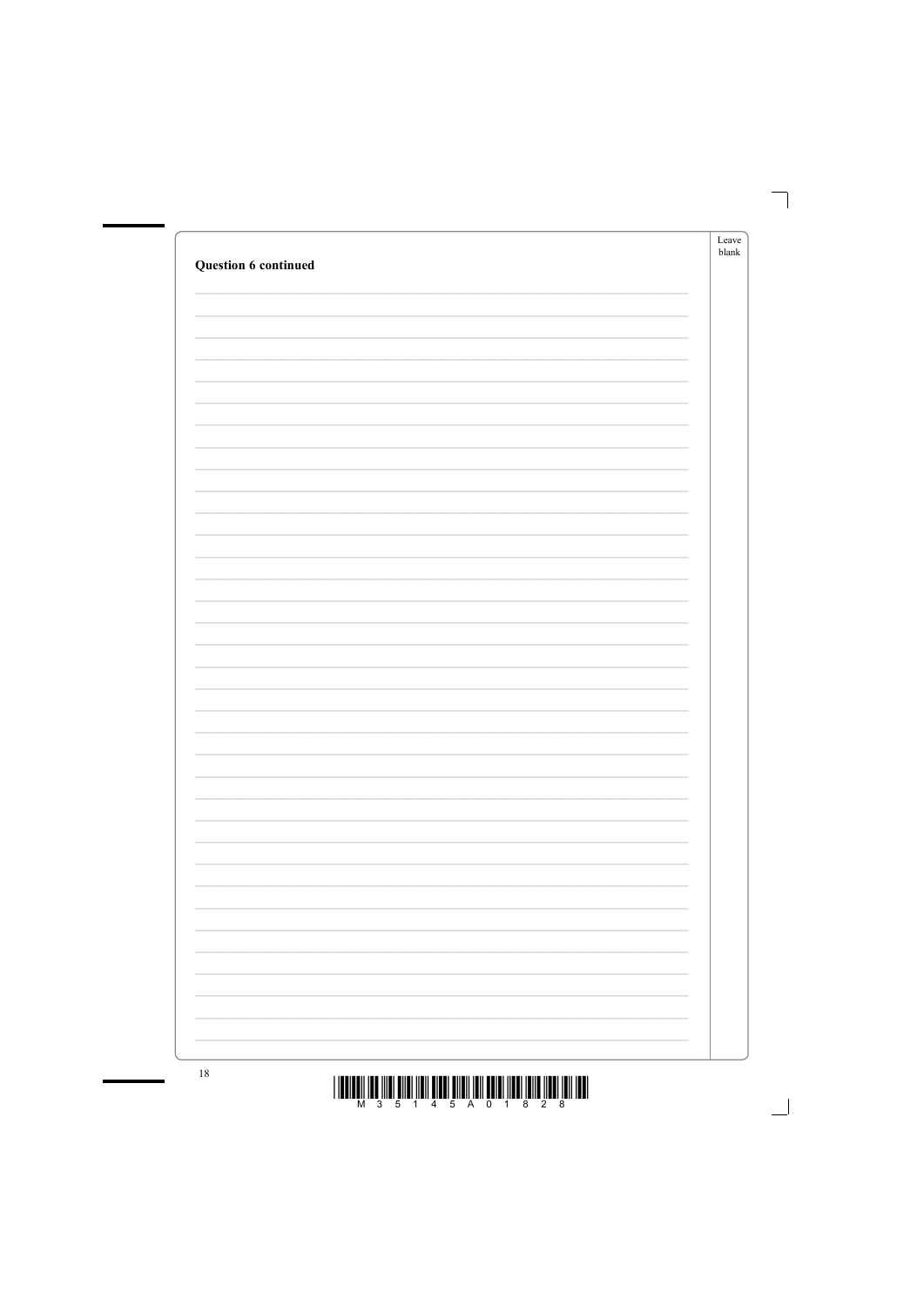**Question 6 continued**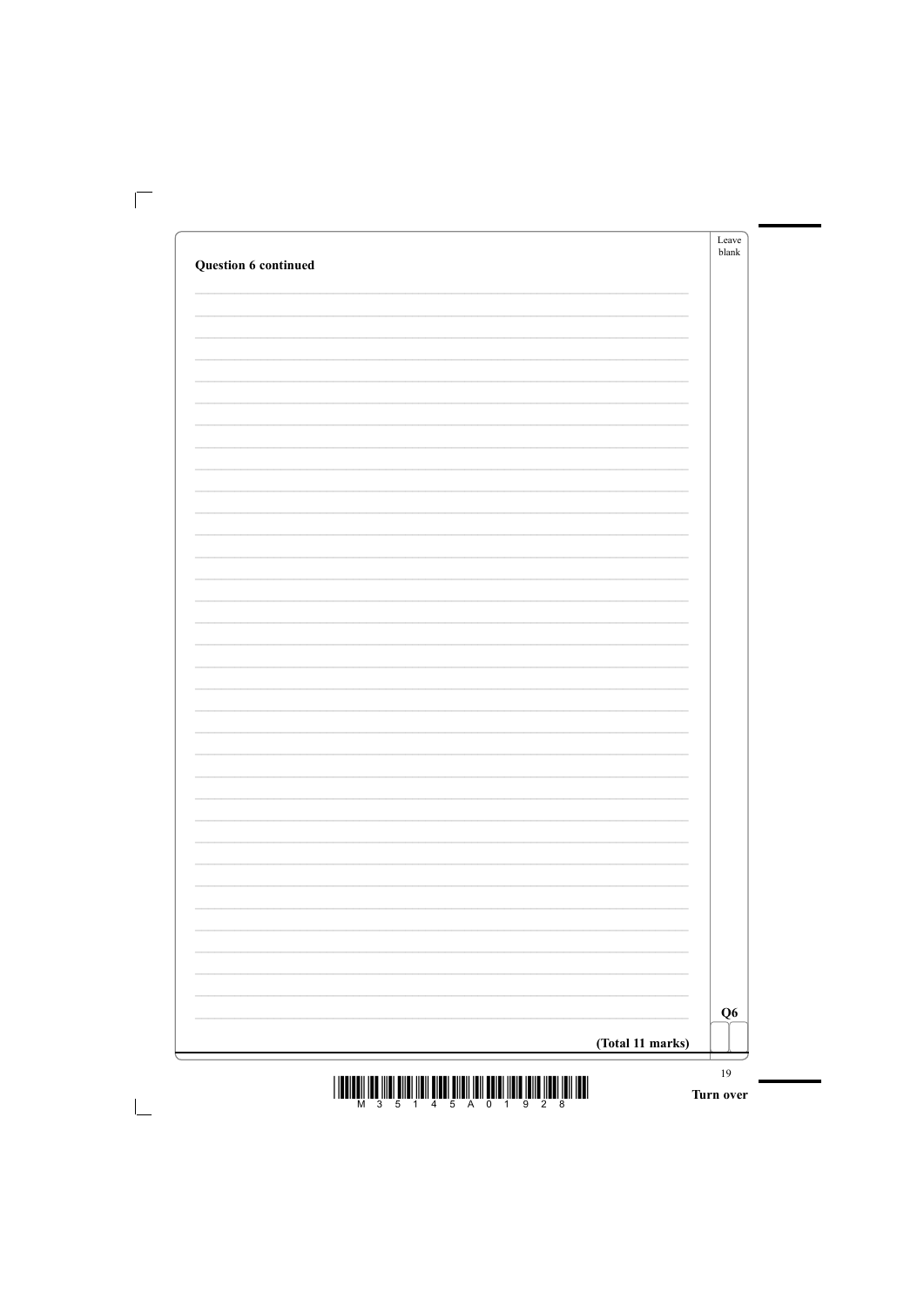**Question 6 continued**

**(Total 11 marks)**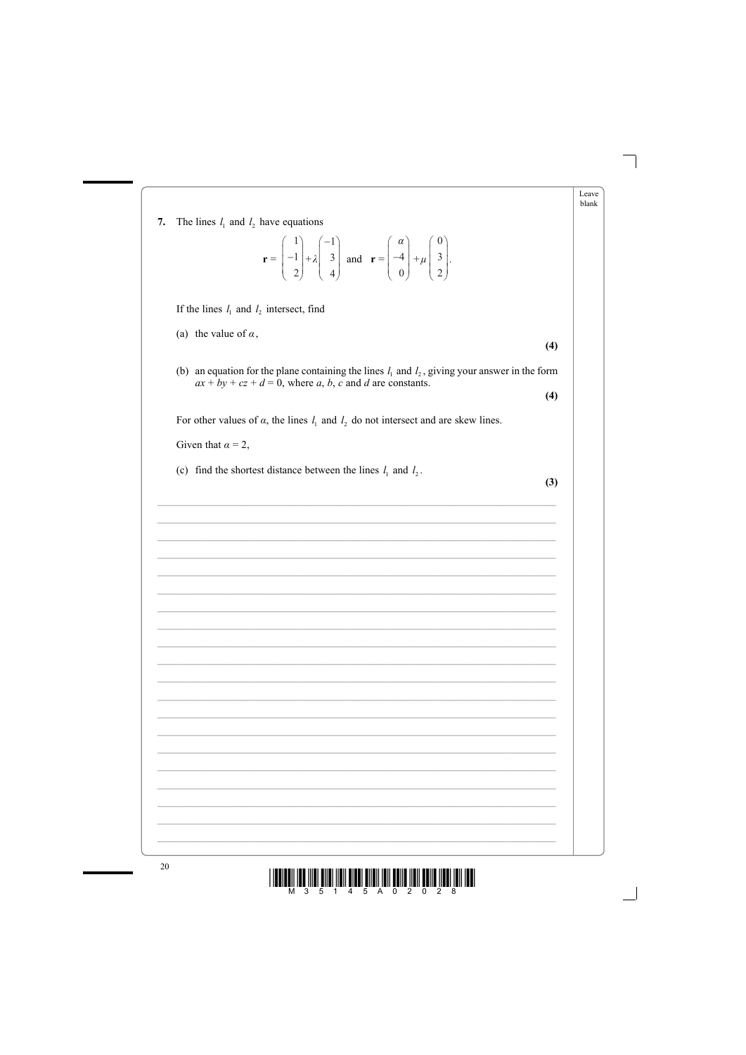**7.** The lines $l_1$ and $l_2$ have equations

$$\mathbf{r} = \begin{pmatrix} 1 \\ -1 \\ 2 \end{pmatrix} + \lambda \begin{pmatrix} -1 \\ 3 \\ 4 \end{pmatrix} \text{ and } \mathbf{r} = \begin{pmatrix} \alpha \\ -4 \\ 0 \end{pmatrix} + \mu \begin{pmatrix} 0 \\ 3 \\ 2 \end{pmatrix}.$$

If the lines $l_1$ and $l_2$ intersect, find

(a) the value of $\alpha$,

**(4)**

(b) an equation for the plane containing the lines $l_1$ and $l_2$, giving your answer in the form $ax + by + cz + d = 0$, where $a$, $b$, $c$ and $d$ are constants.

**(4)**

For other values of $\alpha$, the lines $l_1$ and $l_2$ do not intersect and are skew lines.

Given that $\alpha = 2$,

(c) find the shortest distance between the lines $l_1$ and $l_2$.

**(3)**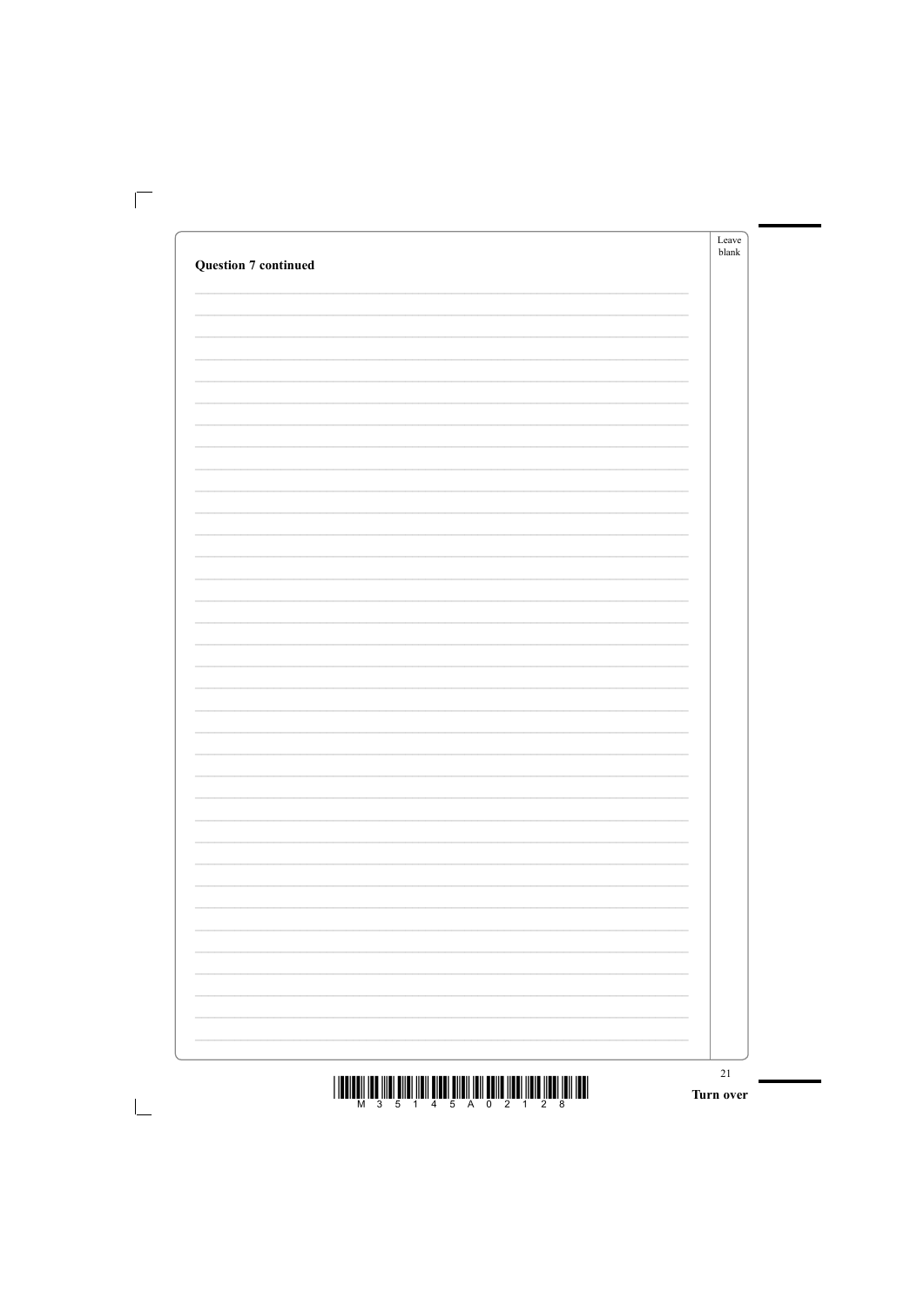**Question 7 continued**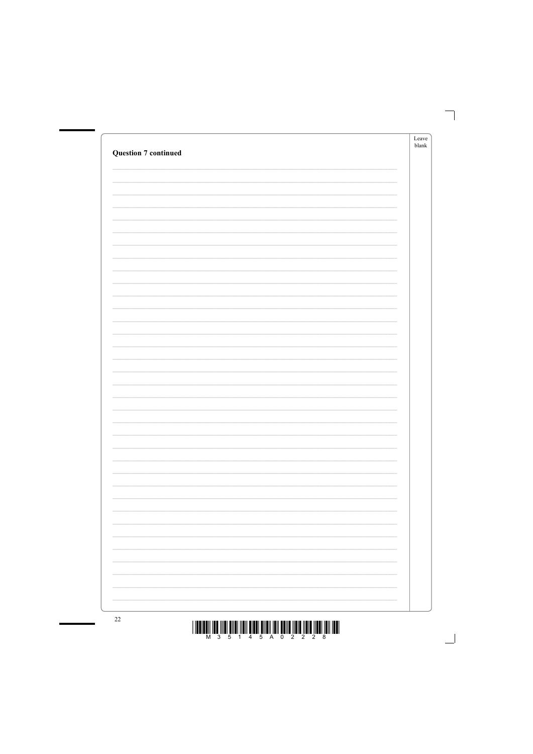**Question 7 continued**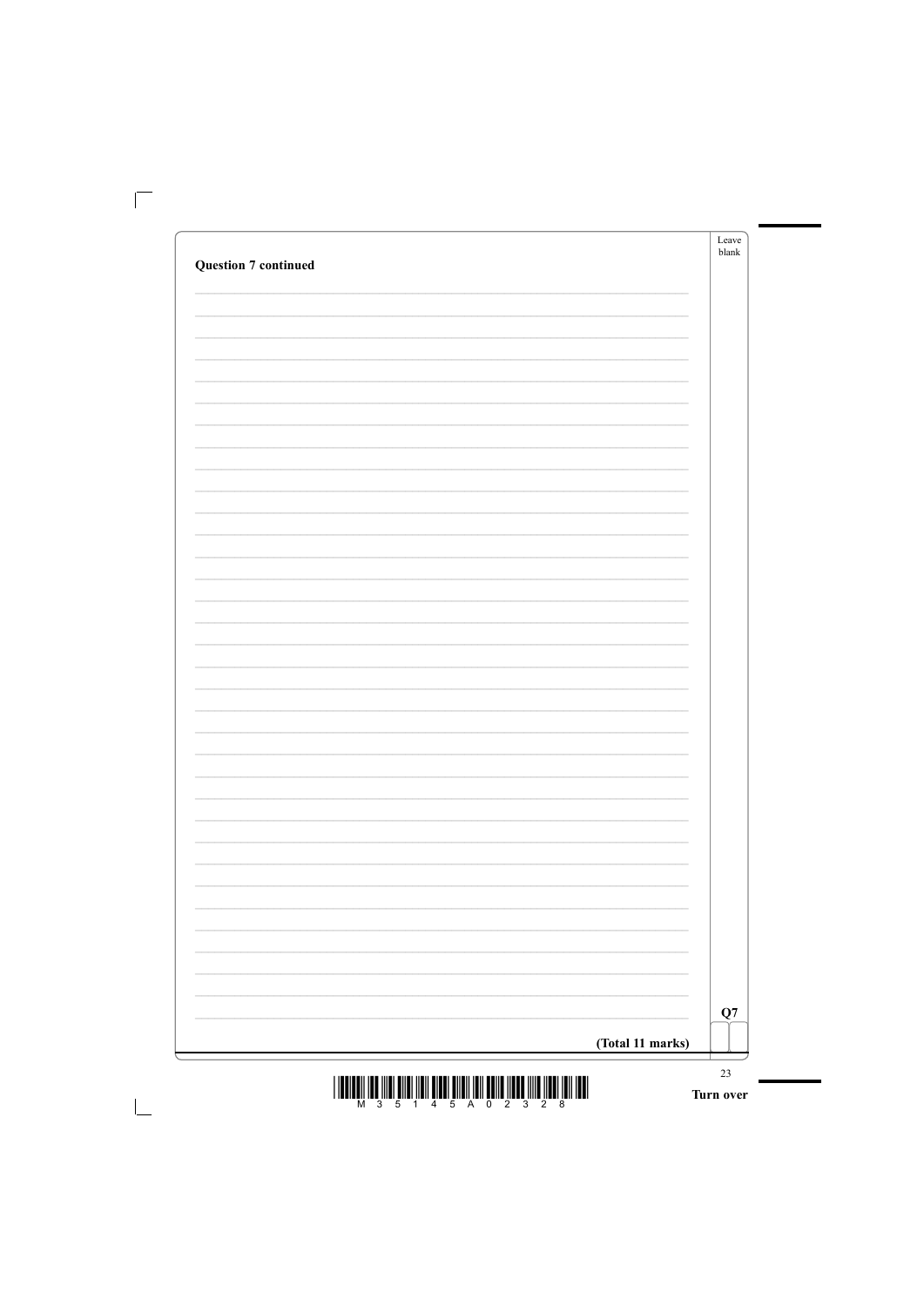**Question 7 continued**

**(Total 11 marks)**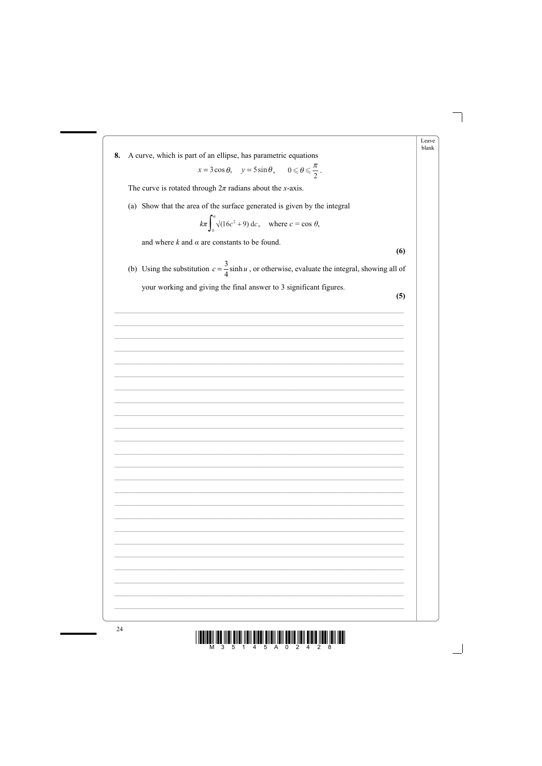**8.** A curve, which is part of an ellipse, has parametric equations

$$x = 3\cos\theta, \quad y = 5\sin\theta, \quad 0 \leqslant \theta \leqslant \frac{\pi}{2}.$$

The curve is rotated through $2\pi$ radians about the $x$-axis.

(a) Show that the area of the surface generated is given by the integral

$$k\pi\int_0^{\alpha} \sqrt{(16c^2 + 9)}\,\mathrm{d}c, \quad \text{where } c = \cos\theta,$$

and where $k$ and $\alpha$ are constants to be found.

**(6)**

(b) Using the substitution $c = \frac{3}{4}\sinh u$, or otherwise, evaluate the integral, showing all of your working and giving the final answer to 3 significant figures.

**(5)**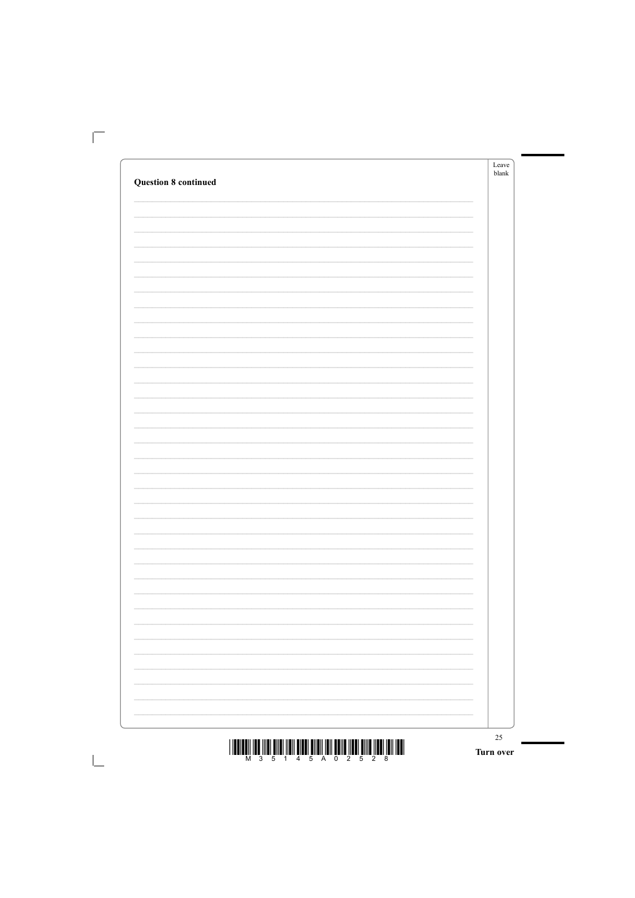**Question 8 continued**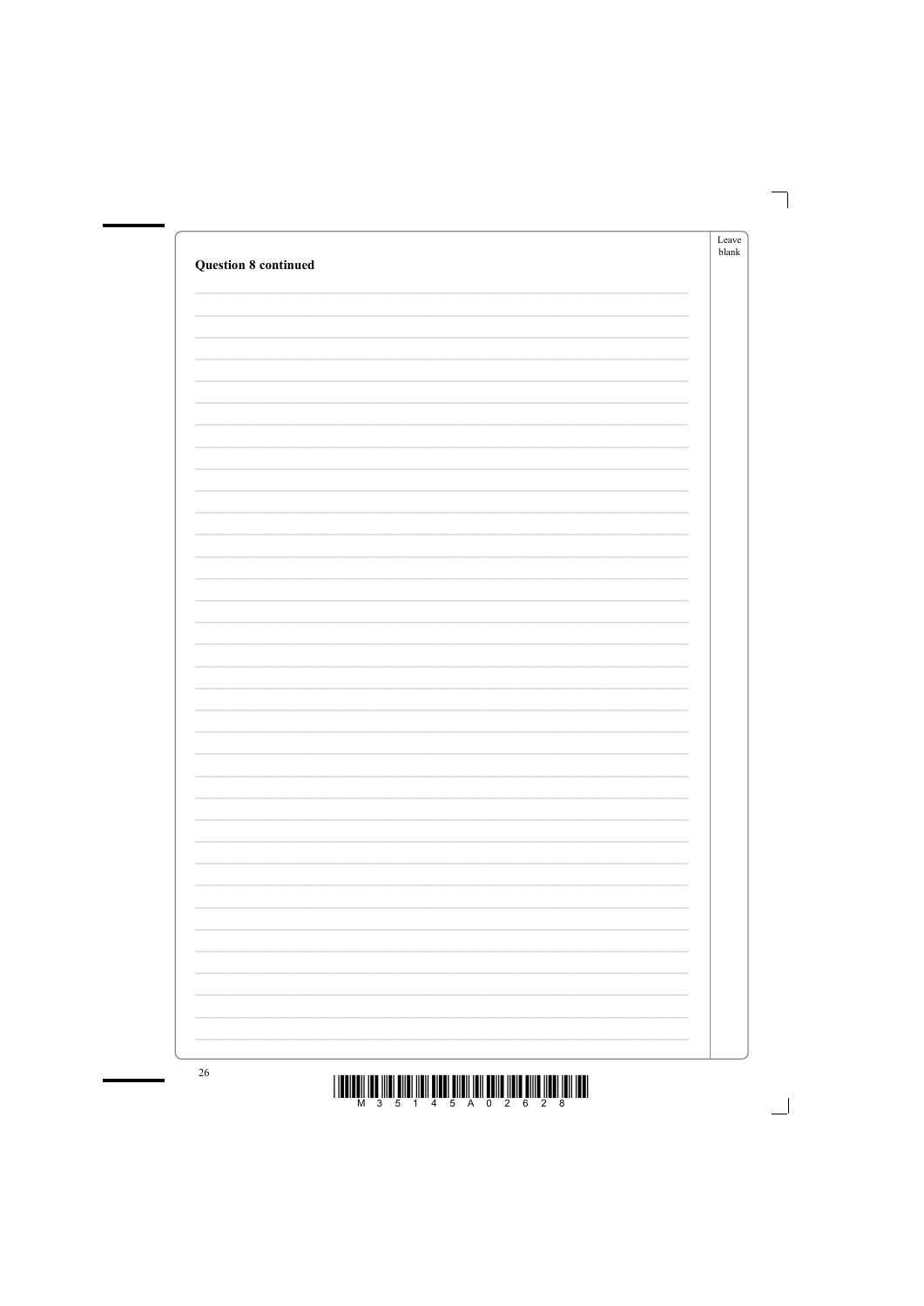**Question 8 continued**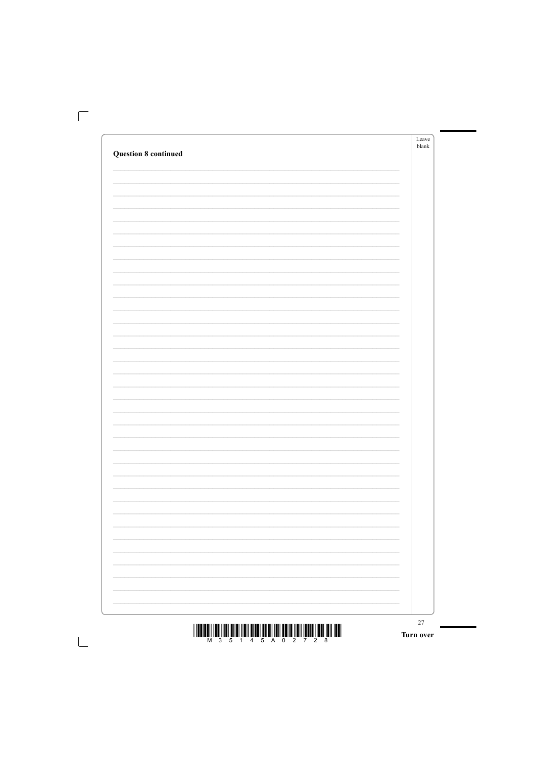**Question 8 continued**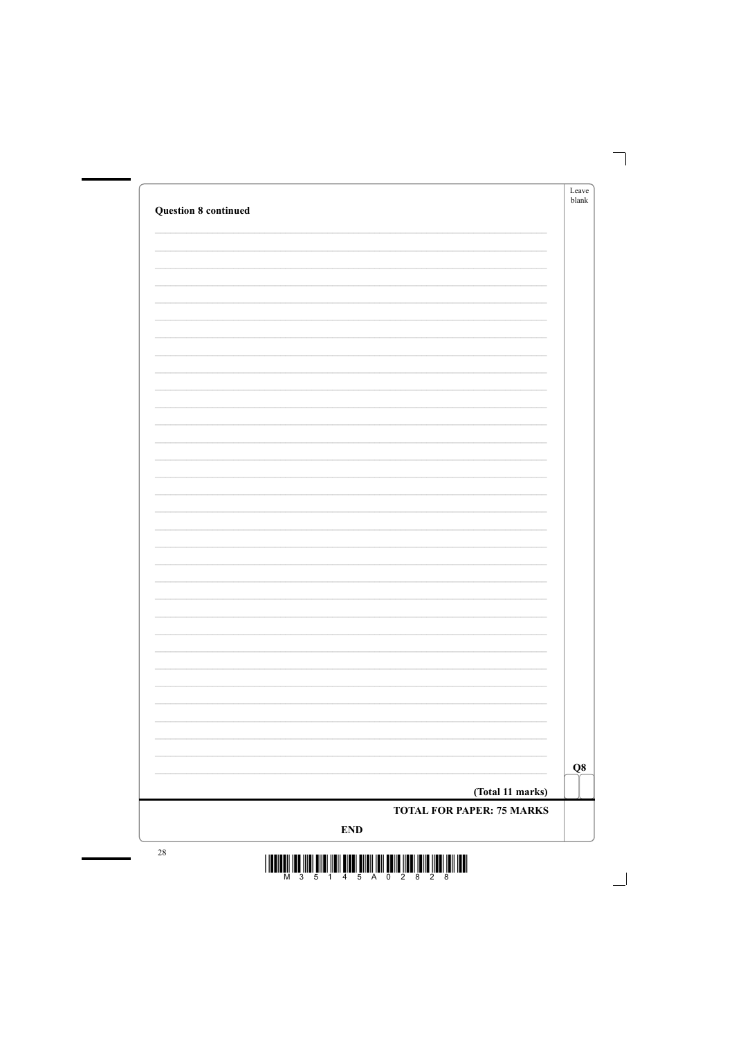**Question 8 continued**

Q8

**(Total 11 marks)**

**TOTAL FOR PAPER: 75 MARKS**

**END**